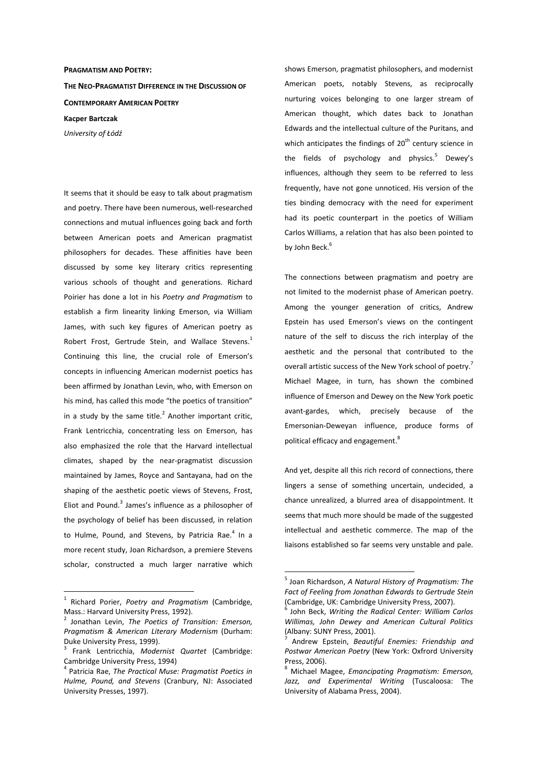**PRAGMATISM AND POETRY:**

**THE NEO-PRAGMATIST DIFFERENCE IN THE DISCUSSION OF CONTEMPORARY AMERICAN POETRY**

**Kacper Bartczak**

*University of Łódź*

It seems that it should be easy to talk about pragmatism and poetry. There have been numerous, well-researched connections and mutual influences going back and forth between American poets and American pragmatist philosophers for decades. These affinities have been discussed by some key literary critics representing various schools of thought and generations. Richard Poirier has done a lot in his *Poetry and Pragmatism* to establish a firm linearity linking Emerson, via William James, with such key figures of American poetry as Robert Frost, Gertrude Stein, and Wallace Stevens.[1] Continuing this line, the crucial role of Emerson's concepts in influencing American modernist poetics has been affirmed by Jonathan Levin, who, with Emerson on his mind, has called this mode "the poetics of transition" in a study by the same title.[2] Another important critic, Frank Lentricchia, concentrating less on Emerson, has also emphasized the role that the Harvard intellectual climates, shaped by the near-pragmatist discussion maintained by James, Royce and Santayana, had on the shaping of the aesthetic poetic views of Stevens, Frost, Eliot and Pound.[3] James's influence as a philosopher of the psychology of belief has been discussed, in relation to Hulme, Pound, and Stevens, by Patricia Rae.[4] In a more recent study, Joan Richardson, a premiere Stevens scholar, constructed a much larger narrative which shows Emerson, pragmatist philosophers, and modernist American poets, notably Stevens, as reciprocally nurturing voices belonging to one larger stream of American thought, which dates back to Jonathan Edwards and the intellectual culture of the Puritans, and which anticipates the findings of 20th century science in the fields of psychology and physics.[5] Dewey's influences, although they seem to be referred to less frequently, have not gone unnoticed. His version of the ties binding democracy with the need for experiment had its poetic counterpart in the poetics of William Carlos Williams, a relation that has also been pointed to by John Beck.[6]

The connections between pragmatism and poetry are not limited to the modernist phase of American poetry. Among the younger generation of critics, Andrew Epstein has used Emerson's views on the contingent nature of the self to discuss the rich interplay of the aesthetic and the personal that contributed to the overall artistic success of the New York school of poetry.[7] Michael Magee, in turn, has shown the combined influence of Emerson and Dewey on the New York poetic avant-gardes, which, precisely because of the Emersonian-Deweyan influence, produce forms of political efficacy and engagement.[8]

And yet, despite all this rich record of connections, there lingers a sense of something uncertain, undecided, a chance unrealized, a blurred area of disappointment. It seems that much more should be made of the suggested intellectual and aesthetic commerce. The map of the liaisons established so far seems very unstable and pale.

---

[1] Richard Porier, *Poetry and Pragmatism* (Cambridge, Mass.: Harvard University Press, 1992).

[2] Jonathan Levin, *The Poetics of Transition: Emerson, Pragmatism & American Literary Modernism* (Durham: Duke University Press, 1999).

[3] Frank Lentricchia, *Modernist Quartet* (Cambridge: Cambridge University Press, 1994)

[4] Patricia Rae, *The Practical Muse: Pragmatist Poetics in Hulme, Pound, and Stevens* (Cranbury, NJ: Associated University Presses, 1997).

[5] Joan Richardson, *A Natural History of Pragmatism: The Fact of Feeling from Jonathan Edwards to Gertrude Stein* (Cambridge, UK: Cambridge University Press, 2007).

[6] John Beck, *Writing the Radical Center: William Carlos Willimas, John Dewey and American Cultural Politics* (Albany: SUNY Press, 2001).

[7] Andrew Epstein, *Beautiful Enemies: Friendship and Postwar American Poetry* (New York: Oxfrord University Press, 2006).

[8] Michael Magee, *Emancipating Pragmatism: Emerson, Jazz, and Experimental Writing* (Tuscaloosa: The University of Alabama Press, 2004).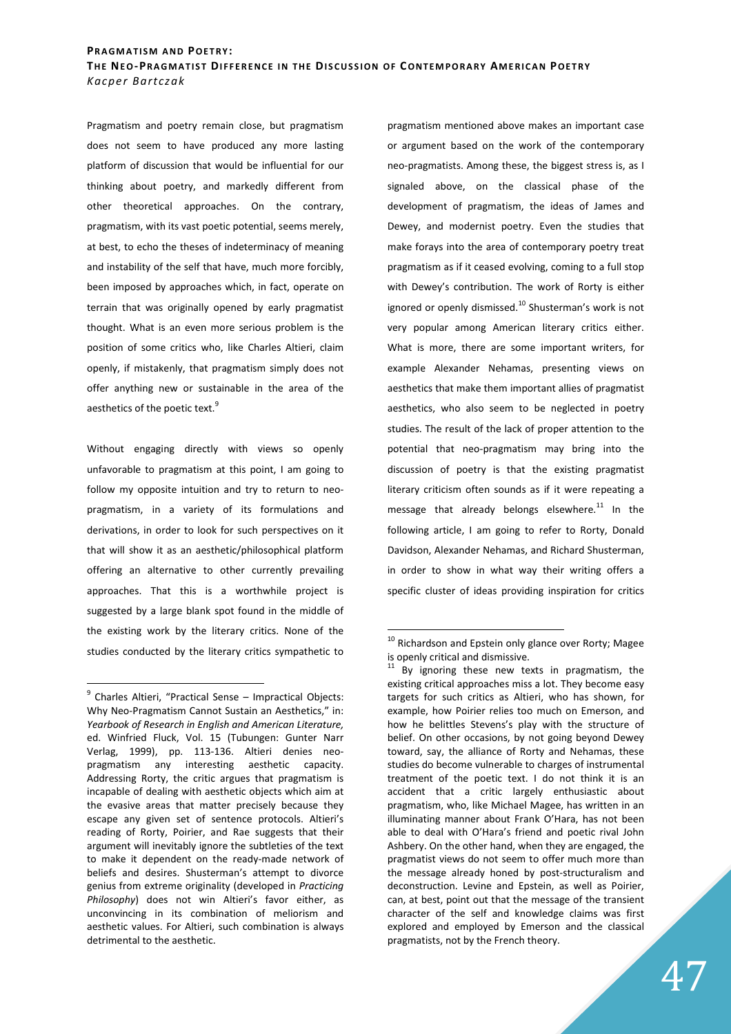Pragmatism and poetry remain close, but pragmatism does not seem to have produced any more lasting platform of discussion that would be influential for our thinking about poetry, and markedly different from other theoretical approaches. On the contrary, pragmatism, with its vast poetic potential, seems merely, at best, to echo the theses of indeterminacy of meaning and instability of the self that have, much more forcibly, been imposed by approaches which, in fact, operate on terrain that was originally opened by early pragmatist thought. What is an even more serious problem is the position of some critics who, like Charles Altieri, claim openly, if mistakenly, that pragmatism simply does not offer anything new or sustainable in the area of the aesthetics of the poetic text.[9]

Without engaging directly with views so openly unfavorable to pragmatism at this point, I am going to follow my opposite intuition and try to return to neo-pragmatism, in a variety of its formulations and derivations, in order to look for such perspectives on it that will show it as an aesthetic/philosophical platform offering an alternative to other currently prevailing approaches. That this is a worthwhile project is suggested by a large blank spot found in the middle of the existing work by the literary critics. None of the studies conducted by the literary critics sympathetic to pragmatism mentioned above makes an important case or argument based on the work of the contemporary neo-pragmatists. Among these, the biggest stress is, as I signaled above, on the classical phase of the development of pragmatism, the ideas of James and Dewey, and modernist poetry. Even the studies that make forays into the area of contemporary poetry treat pragmatism as if it ceased evolving, coming to a full stop with Dewey's contribution. The work of Rorty is either ignored or openly dismissed.[10] Shusterman's work is not very popular among American literary critics either. What is more, there are some important writers, for example Alexander Nehamas, presenting views on aesthetics that make them important allies of pragmatist aesthetics, who also seem to be neglected in poetry studies. The result of the lack of proper attention to the potential that neo-pragmatism may bring into the discussion of poetry is that the existing pragmatist literary criticism often sounds as if it were repeating a message that already belongs elsewhere.[11] In the following article, I am going to refer to Rorty, Donald Davidson, Alexander Nehamas, and Richard Shusterman, in order to show in what way their writing offers a specific cluster of ideas providing inspiration for critics

---

[9] Charles Altieri, "Practical Sense – Impractical Objects: Why Neo-Pragmatism Cannot Sustain an Aesthetics," in: *Yearbook of Research in English and American Literature,* ed. Winfried Fluck, Vol. 15 (Tubungen: Gunter Narr Verlag, 1999), pp. 113-136. Altieri denies neo-pragmatism any interesting aesthetic capacity. Addressing Rorty, the critic argues that pragmatism is incapable of dealing with aesthetic objects which aim at the evasive areas that matter precisely because they escape any given set of sentence protocols. Altieri's reading of Rorty, Poirier, and Rae suggests that their argument will inevitably ignore the subtleties of the text to make it dependent on the ready-made network of beliefs and desires. Shusterman's attempt to divorce genius from extreme originality (developed in *Practicing Philosophy*) does not win Altieri's favor either, as unconvincing in its combination of meliorism and aesthetic values. For Altieri, such combination is always detrimental to the aesthetic.

[10] Richardson and Epstein only glance over Rorty; Magee is openly critical and dismissive.

[11] By ignoring these new texts in pragmatism, the existing critical approaches miss a lot. They become easy targets for such critics as Altieri, who has shown, for example, how Poirier relies too much on Emerson, and how he belittles Stevens's play with the structure of belief. On other occasions, by not going beyond Dewey toward, say, the alliance of Rorty and Nehamas, these studies do become vulnerable to charges of instrumental treatment of the poetic text. I do not think it is an accident that a critic largely enthusiastic about pragmatism, who, like Michael Magee, has written in an illuminating manner about Frank O'Hara, has not been able to deal with O'Hara's friend and poetic rival John Ashbery. On the other hand, when they are engaged, the pragmatist views do not seem to offer much more than the message already honed by post-structuralism and deconstruction. Levine and Epstein, as well as Poirier, can, at best, point out that the message of the transient character of the self and knowledge claims was first explored and employed by Emerson and the classical pragmatists, not by the French theory.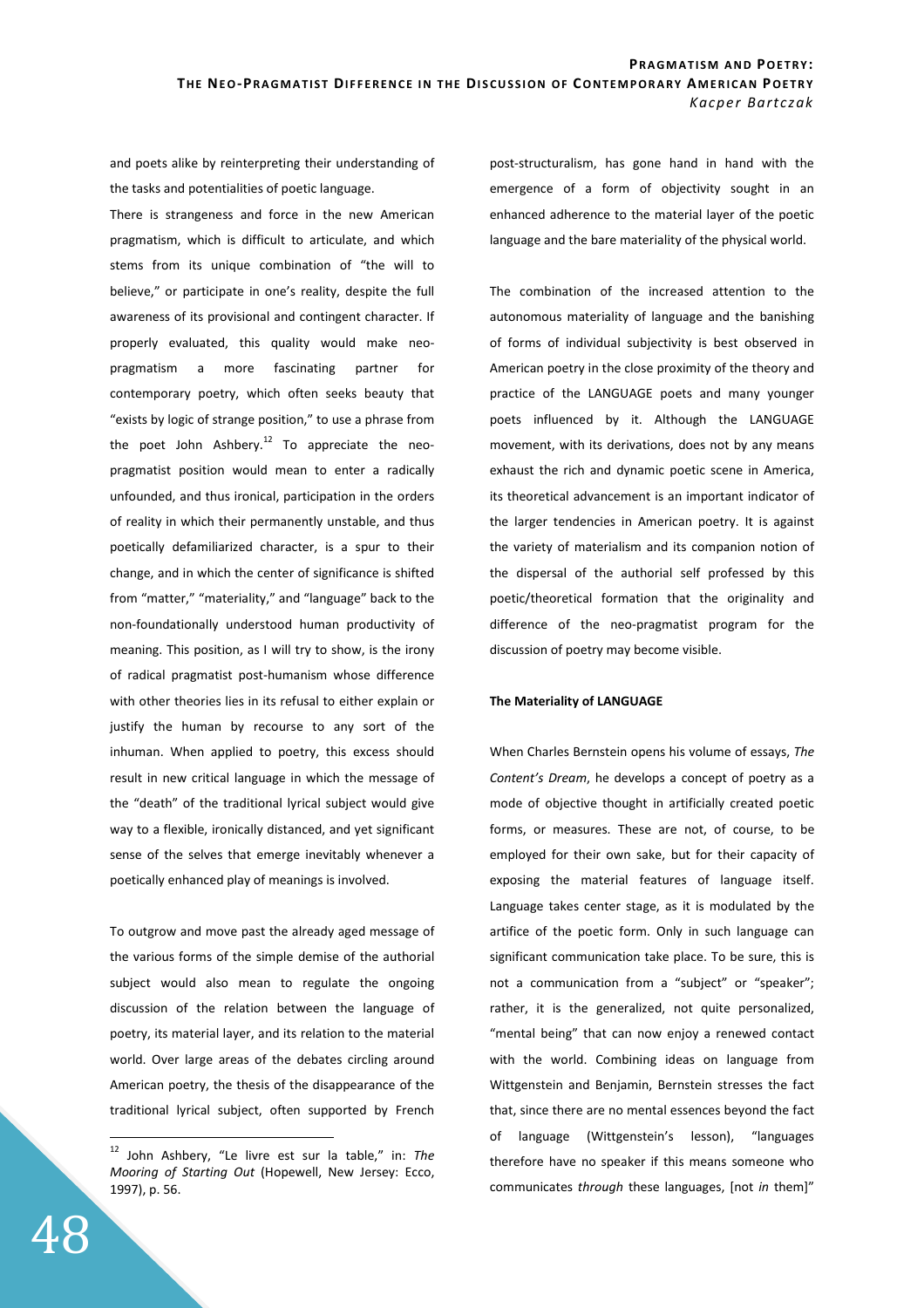and poets alike by reinterpreting their understanding of the tasks and potentialities of poetic language.

There is strangeness and force in the new American pragmatism, which is difficult to articulate, and which stems from its unique combination of "the will to believe," or participate in one's reality, despite the full awareness of its provisional and contingent character. If properly evaluated, this quality would make neo-pragmatism a more fascinating partner for contemporary poetry, which often seeks beauty that "exists by logic of strange position," to use a phrase from the poet John Ashbery.[12] To appreciate the neo-pragmatist position would mean to enter a radically unfounded, and thus ironical, participation in the orders of reality in which their permanently unstable, and thus poetically defamiliarized character, is a spur to their change, and in which the center of significance is shifted from "matter," "materiality," and "language" back to the non-foundationally understood human productivity of meaning. This position, as I will try to show, is the irony of radical pragmatist post-humanism whose difference with other theories lies in its refusal to either explain or justify the human by recourse to any sort of the inhuman. When applied to poetry, this excess should result in new critical language in which the message of the "death" of the traditional lyrical subject would give way to a flexible, ironically distanced, and yet significant sense of the selves that emerge inevitably whenever a poetically enhanced play of meanings is involved.

To outgrow and move past the already aged message of the various forms of the simple demise of the authorial subject would also mean to regulate the ongoing discussion of the relation between the language of poetry, its material layer, and its relation to the material world. Over large areas of the debates circling around American poetry, the thesis of the disappearance of the traditional lyrical subject, often supported by French post-structuralism, has gone hand in hand with the emergence of a form of objectivity sought in an enhanced adherence to the material layer of the poetic language and the bare materiality of the physical world.

The combination of the increased attention to the autonomous materiality of language and the banishing of forms of individual subjectivity is best observed in American poetry in the close proximity of the theory and practice of the LANGUAGE poets and many younger poets influenced by it. Although the LANGUAGE movement, with its derivations, does not by any means exhaust the rich and dynamic poetic scene in America, its theoretical advancement is an important indicator of the larger tendencies in American poetry. It is against the variety of materialism and its companion notion of the dispersal of the authorial self professed by this poetic/theoretical formation that the originality and difference of the neo-pragmatist program for the discussion of poetry may become visible.

### The Materiality of LANGUAGE

When Charles Bernstein opens his volume of essays, *The Content's Dream*, he develops a concept of poetry as a mode of objective thought in artificially created poetic forms, or measures. These are not, of course, to be employed for their own sake, but for their capacity of exposing the material features of language itself. Language takes center stage, as it is modulated by the artifice of the poetic form. Only in such language can significant communication take place. To be sure, this is not a communication from a "subject" or "speaker"; rather, it is the generalized, not quite personalized, "mental being" that can now enjoy a renewed contact with the world. Combining ideas on language from Wittgenstein and Benjamin, Bernstein stresses the fact that, since there are no mental essences beyond the fact of language (Wittgenstein's lesson), "languages therefore have no speaker if this means someone who communicates *through* these languages, [not *in* them]"

---

[12] John Ashbery, "Le livre est sur la table," in: *The Mooring of Starting Out* (Hopewell, New Jersey: Ecco, 1997), p. 56.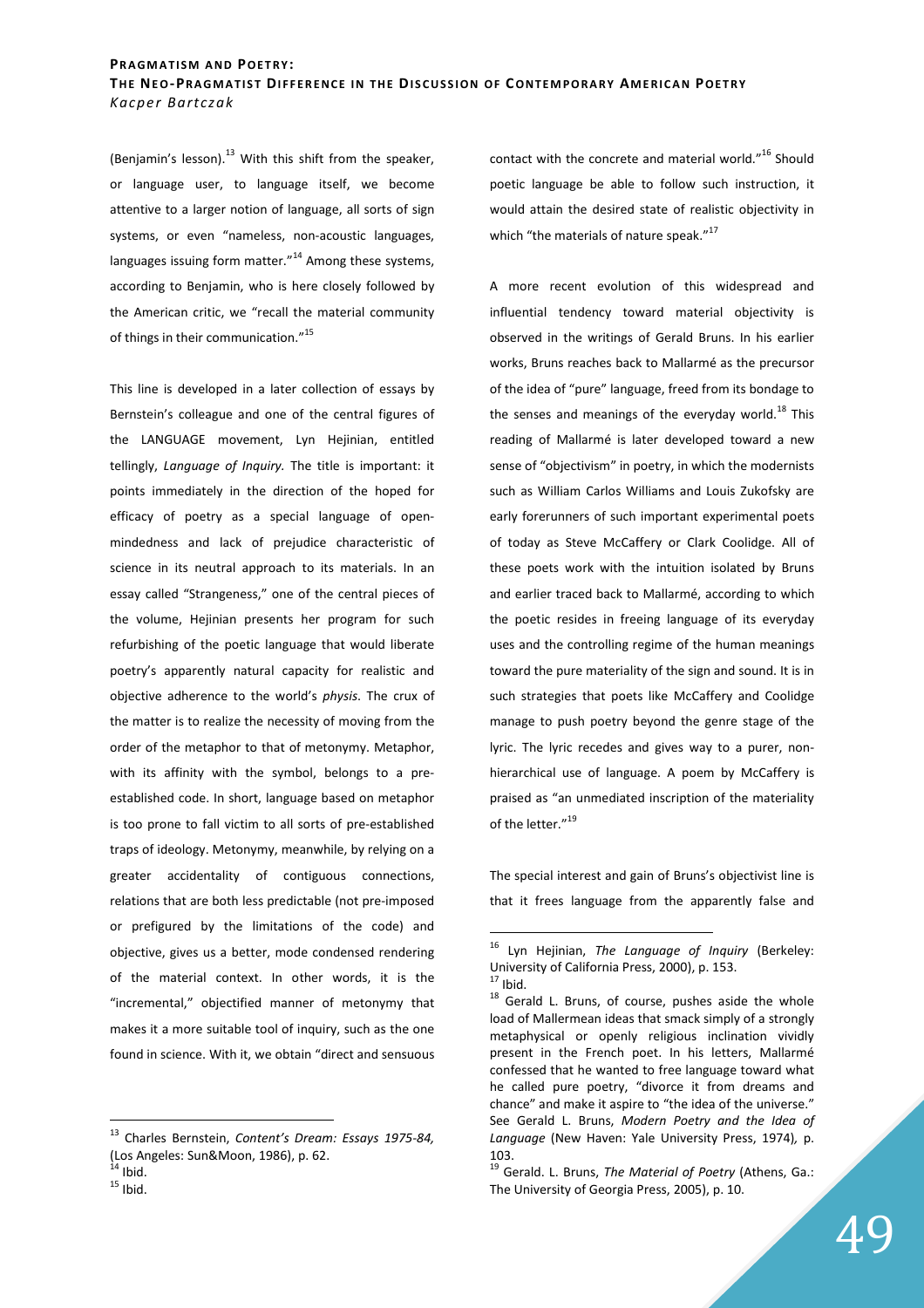(Benjamin's lesson).[13] With this shift from the speaker, or language user, to language itself, we become attentive to a larger notion of language, all sorts of sign systems, or even "nameless, non-acoustic languages, languages issuing form matter."[14] Among these systems, according to Benjamin, who is here closely followed by the American critic, we "recall the material community of things in their communication."[15]

This line is developed in a later collection of essays by Bernstein's colleague and one of the central figures of the LANGUAGE movement, Lyn Hejinian, entitled tellingly, *Language of Inquiry.* The title is important: it points immediately in the direction of the hoped for efficacy of poetry as a special language of open-mindedness and lack of prejudice characteristic of science in its neutral approach to its materials. In an essay called "Strangeness," one of the central pieces of the volume, Hejinian presents her program for such refurbishing of the poetic language that would liberate poetry's apparently natural capacity for realistic and objective adherence to the world's *physis*. The crux of the matter is to realize the necessity of moving from the order of the metaphor to that of metonymy. Metaphor, with its affinity with the symbol, belongs to a pre-established code. In short, language based on metaphor is too prone to fall victim to all sorts of pre-established traps of ideology. Metonymy, meanwhile, by relying on a greater accidentality of contiguous connections, relations that are both less predictable (not pre-imposed or prefigured by the limitations of the code) and objective, gives us a better, mode condensed rendering of the material context. In other words, it is the "incremental," objectified manner of metonymy that makes it a more suitable tool of inquiry, such as the one found in science. With it, we obtain "direct and sensuous contact with the concrete and material world."[16] Should poetic language be able to follow such instruction, it would attain the desired state of realistic objectivity in which "the materials of nature speak."[17]

A more recent evolution of this widespread and influential tendency toward material objectivity is observed in the writings of Gerald Bruns. In his earlier works, Bruns reaches back to Mallarmé as the precursor of the idea of "pure" language, freed from its bondage to the senses and meanings of the everyday world.[18] This reading of Mallarmé is later developed toward a new sense of "objectivism" in poetry, in which the modernists such as William Carlos Williams and Louis Zukofsky are early forerunners of such important experimental poets of today as Steve McCaffery or Clark Coolidge. All of these poets work with the intuition isolated by Bruns and earlier traced back to Mallarmé, according to which the poetic resides in freeing language of its everyday uses and the controlling regime of the human meanings toward the pure materiality of the sign and sound. It is in such strategies that poets like McCaffery and Coolidge manage to push poetry beyond the genre stage of the lyric. The lyric recedes and gives way to a purer, non-hierarchical use of language. A poem by McCaffery is praised as "an unmediated inscription of the materiality of the letter."[19]

The special interest and gain of Bruns's objectivist line is that it frees language from the apparently false and

---

[13] Charles Bernstein, *Content's Dream: Essays 1975-84,* (Los Angeles: Sun&Moon, 1986), p. 62.

[14] Ibid.

[15] Ibid.

[16] Lyn Hejinian, *The Language of Inquiry* (Berkeley: University of California Press, 2000), p. 153.

[17] Ibid.

[18] Gerald L. Bruns, of course, pushes aside the whole load of Mallermean ideas that smack simply of a strongly metaphysical or openly religious inclination vividly present in the French poet. In his letters, Mallarmé confessed that he wanted to free language toward what he called pure poetry, "divorce it from dreams and chance" and make it aspire to "the idea of the universe." See Gerald L. Bruns, *Modern Poetry and the Idea of Language* (New Haven: Yale University Press, 1974)*,* p. 103.

[19] Gerald. L. Bruns, *The Material of Poetry* (Athens, Ga.: The University of Georgia Press, 2005), p. 10.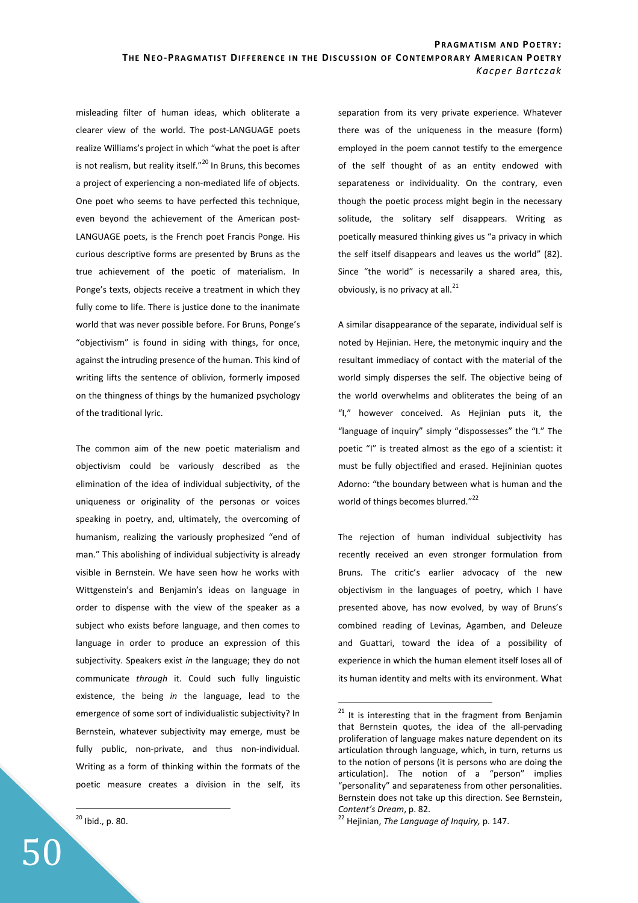misleading filter of human ideas, which obliterate a clearer view of the world. The post-LANGUAGE poets realize Williams's project in which "what the poet is after is not realism, but reality itself."[20] In Bruns, this becomes a project of experiencing a non-mediated life of objects. One poet who seems to have perfected this technique, even beyond the achievement of the American post-LANGUAGE poets, is the French poet Francis Ponge. His curious descriptive forms are presented by Bruns as the true achievement of the poetic of materialism. In Ponge's texts, objects receive a treatment in which they fully come to life. There is justice done to the inanimate world that was never possible before. For Bruns, Ponge's "objectivism" is found in siding with things, for once, against the intruding presence of the human. This kind of writing lifts the sentence of oblivion, formerly imposed on the thingness of things by the humanized psychology of the traditional lyric.

The common aim of the new poetic materialism and objectivism could be variously described as the elimination of the idea of individual subjectivity, of the uniqueness or originality of the personas or voices speaking in poetry, and, ultimately, the overcoming of humanism, realizing the variously prophesized "end of man." This abolishing of individual subjectivity is already visible in Bernstein. We have seen how he works with Wittgenstein's and Benjamin's ideas on language in order to dispense with the view of the speaker as a subject who exists before language, and then comes to language in order to produce an expression of this subjectivity. Speakers exist *in* the language; they do not communicate *through* it. Could such fully linguistic existence, the being *in* the language, lead to the emergence of some sort of individualistic subjectivity? In Bernstein, whatever subjectivity may emerge, must be fully public, non-private, and thus non-individual. Writing as a form of thinking within the formats of the poetic measure creates a division in the self, its separation from its very private experience. Whatever there was of the uniqueness in the measure (form) employed in the poem cannot testify to the emergence of the self thought of as an entity endowed with separateness or individuality. On the contrary, even though the poetic process might begin in the necessary solitude, the solitary self disappears. Writing as poetically measured thinking gives us "a privacy in which the self itself disappears and leaves us the world" (82). Since "the world" is necessarily a shared area, this, obviously, is no privacy at all.[21]

A similar disappearance of the separate, individual self is noted by Hejinian. Here, the metonymic inquiry and the resultant immediacy of contact with the material of the world simply disperses the self. The objective being of the world overwhelms and obliterates the being of an "I," however conceived. As Hejinian puts it, the "language of inquiry" simply "dispossesses" the "I." The poetic "I" is treated almost as the ego of a scientist: it must be fully objectified and erased. Hejininian quotes Adorno: "the boundary between what is human and the world of things becomes blurred."[22]

The rejection of human individual subjectivity has recently received an even stronger formulation from Bruns. The critic's earlier advocacy of the new objectivism in the languages of poetry, which I have presented above, has now evolved, by way of Bruns's combined reading of Levinas, Agamben, and Deleuze and Guattari, toward the idea of a possibility of experience in which the human element itself loses all of its human identity and melts with its environment. What

---

[20] Ibid., p. 80.

[21] It is interesting that in the fragment from Benjamin that Bernstein quotes, the idea of the all-pervading proliferation of language makes nature dependent on its articulation through language, which, in turn, returns us to the notion of persons (it is persons who are doing the articulation). The notion of a "person" implies "personality" and separateness from other personalities. Bernstein does not take up this direction. See Bernstein, *Content's Dream*, p. 82.

[22] Hejinian, *The Language of Inquiry,* p. 147.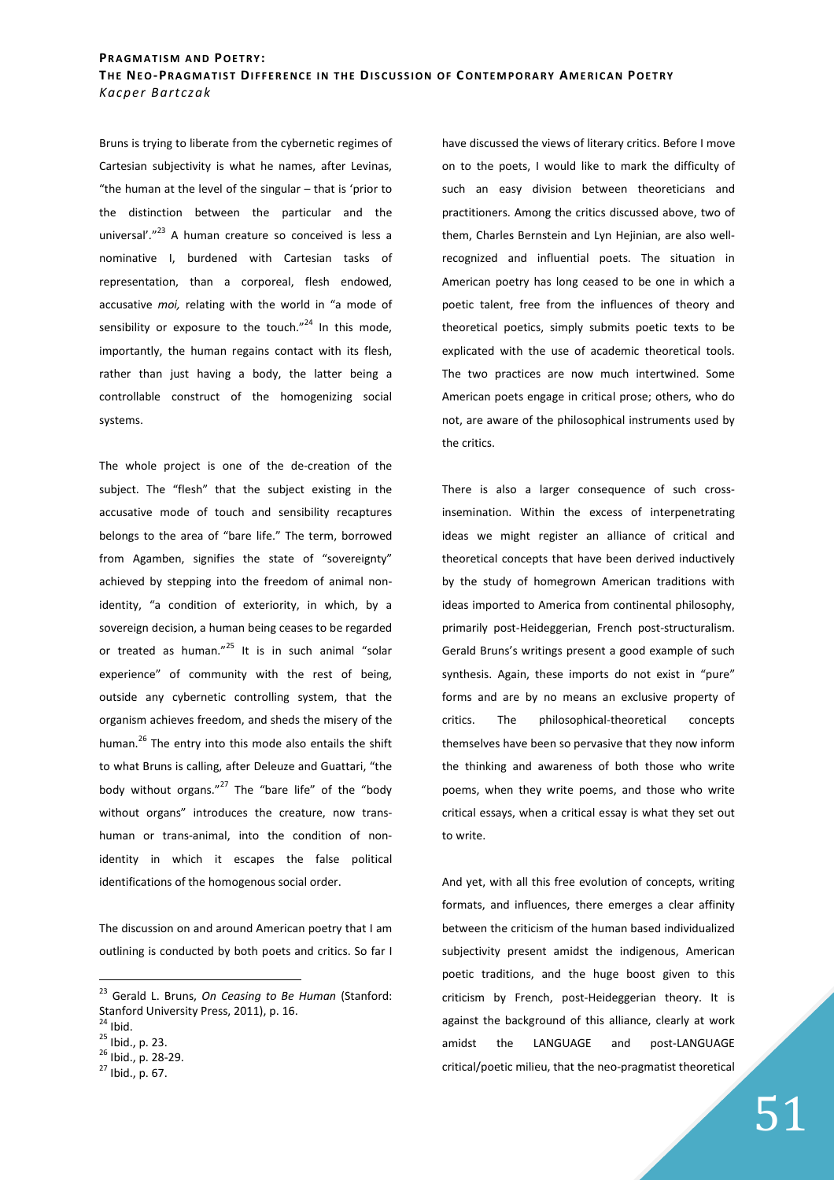Bruns is trying to liberate from the cybernetic regimes of Cartesian subjectivity is what he names, after Levinas, "the human at the level of the singular – that is 'prior to the distinction between the particular and the universal'."[23] A human creature so conceived is less a nominative I, burdened with Cartesian tasks of representation, than a corporeal, flesh endowed, accusative *moi,* relating with the world in "a mode of sensibility or exposure to the touch."[24] In this mode, importantly, the human regains contact with its flesh, rather than just having a body, the latter being a controllable construct of the homogenizing social systems.

The whole project is one of the de-creation of the subject. The "flesh" that the subject existing in the accusative mode of touch and sensibility recaptures belongs to the area of "bare life." The term, borrowed from Agamben, signifies the state of "sovereignty" achieved by stepping into the freedom of animal non-identity, "a condition of exteriority, in which, by a sovereign decision, a human being ceases to be regarded or treated as human."[25] It is in such animal "solar experience" of community with the rest of being, outside any cybernetic controlling system, that the organism achieves freedom, and sheds the misery of the human.[26] The entry into this mode also entails the shift to what Bruns is calling, after Deleuze and Guattari, "the body without organs."[27] The "bare life" of the "body without organs" introduces the creature, now trans-human or trans-animal, into the condition of non-identity in which it escapes the false political identifications of the homogenous social order.

The discussion on and around American poetry that I am outlining is conducted by both poets and critics. So far I have discussed the views of literary critics. Before I move on to the poets, I would like to mark the difficulty of such an easy division between theoreticians and practitioners. Among the critics discussed above, two of them, Charles Bernstein and Lyn Hejinian, are also well-recognized and influential poets. The situation in American poetry has long ceased to be one in which a poetic talent, free from the influences of theory and theoretical poetics, simply submits poetic texts to be explicated with the use of academic theoretical tools. The two practices are now much intertwined. Some American poets engage in critical prose; others, who do not, are aware of the philosophical instruments used by the critics.

There is also a larger consequence of such cross-insemination. Within the excess of interpenetrating ideas we might register an alliance of critical and theoretical concepts that have been derived inductively by the study of homegrown American traditions with ideas imported to America from continental philosophy, primarily post-Heideggerian, French post-structuralism. Gerald Bruns's writings present a good example of such synthesis. Again, these imports do not exist in "pure" forms and are by no means an exclusive property of critics. The philosophical-theoretical concepts themselves have been so pervasive that they now inform the thinking and awareness of both those who write poems, when they write poems, and those who write critical essays, when a critical essay is what they set out to write.

And yet, with all this free evolution of concepts, writing formats, and influences, there emerges a clear affinity between the criticism of the human based individualized subjectivity present amidst the indigenous, American poetic traditions, and the huge boost given to this criticism by French, post-Heideggerian theory. It is against the background of this alliance, clearly at work amidst the LANGUAGE and post-LANGUAGE critical/poetic milieu, that the neo-pragmatist theoretical

---

[23] Gerald L. Bruns, *On Ceasing to Be Human* (Stanford: Stanford University Press, 2011), p. 16.

[24] Ibid.

[25] Ibid., p. 23.

[26] Ibid., p. 28-29.

[27] Ibid., p. 67.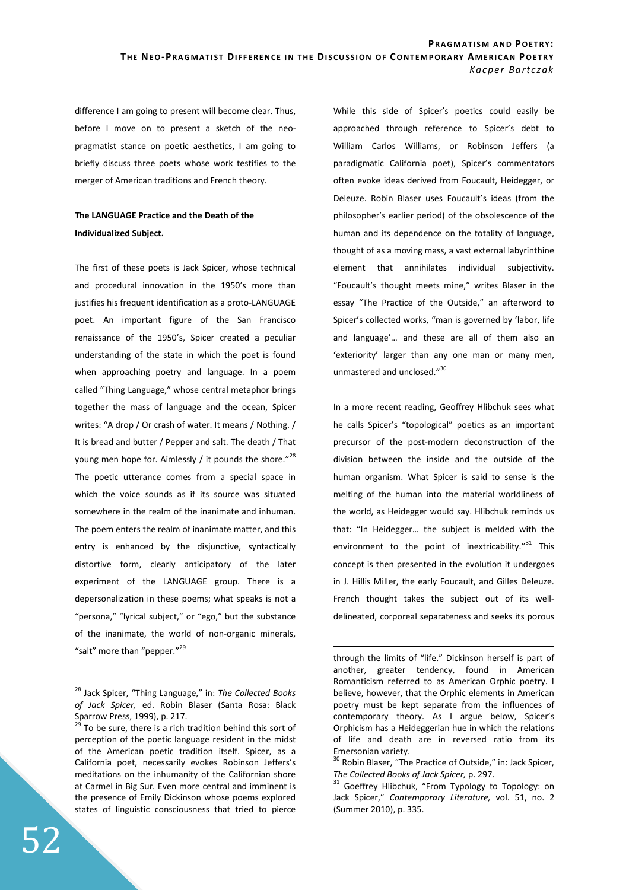difference I am going to present will become clear. Thus, before I move on to present a sketch of the neo-pragmatist stance on poetic aesthetics, I am going to briefly discuss three poets whose work testifies to the merger of American traditions and French theory.

**The LANGUAGE Practice and the Death of the Individualized Subject.**

The first of these poets is Jack Spicer, whose technical and procedural innovation in the 1950's more than justifies his frequent identification as a proto-LANGUAGE poet. An important figure of the San Francisco renaissance of the 1950's, Spicer created a peculiar understanding of the state in which the poet is found when approaching poetry and language. In a poem called "Thing Language," whose central metaphor brings together the mass of language and the ocean, Spicer writes: "A drop / Or crash of water. It means / Nothing. / It is bread and butter / Pepper and salt. The death / That young men hope for. Aimlessly / it pounds the shore."[28] The poetic utterance comes from a special space in which the voice sounds as if its source was situated somewhere in the realm of the inanimate and inhuman. The poem enters the realm of inanimate matter, and this entry is enhanced by the disjunctive, syntactically distortive form, clearly anticipatory of the later experiment of the LANGUAGE group. There is a depersonalization in these poems; what speaks is not a "persona," "lyrical subject," or "ego," but the substance of the inanimate, the world of non-organic minerals, "salt" more than "pepper."[29]

While this side of Spicer's poetics could easily be approached through reference to Spicer's debt to William Carlos Williams, or Robinson Jeffers (a paradigmatic California poet), Spicer's commentators often evoke ideas derived from Foucault, Heidegger, or Deleuze. Robin Blaser uses Foucault's ideas (from the philosopher's earlier period) of the obsolescence of the human and its dependence on the totality of language, thought of as a moving mass, a vast external labyrinthine element that annihilates individual subjectivity. "Foucault's thought meets mine," writes Blaser in the essay "The Practice of the Outside," an afterword to Spicer's collected works, "man is governed by 'labor, life and language'… and these are all of them also an 'exteriority' larger than any one man or many men, unmastered and unclosed."[30]

In a more recent reading, Geoffrey Hlibchuk sees what he calls Spicer's "topological" poetics as an important precursor of the post-modern deconstruction of the division between the inside and the outside of the human organism. What Spicer is said to sense is the melting of the human into the material worldliness of the world, as Heidegger would say. Hlibchuk reminds us that: "In Heidegger… the subject is melded with the environment to the point of inextricability."[31] This concept is then presented in the evolution it undergoes in J. Hillis Miller, the early Foucault, and Gilles Deleuze. French thought takes the subject out of its well-delineated, corporeal separateness and seeks its porous

---

[28] Jack Spicer, "Thing Language," in: *The Collected Books of Jack Spicer,* ed. Robin Blaser (Santa Rosa: Black Sparrow Press, 1999), p. 217.

[29] To be sure, there is a rich tradition behind this sort of perception of the poetic language resident in the midst of the American poetic tradition itself. Spicer, as a California poet, necessarily evokes Robinson Jeffers's meditations on the inhumanity of the Californian shore at Carmel in Big Sur. Even more central and imminent is the presence of Emily Dickinson whose poems explored states of linguistic consciousness that tried to pierce through the limits of "life." Dickinson herself is part of another, greater tendency, found in American Romanticism referred to as American Orphic poetry. I believe, however, that the Orphic elements in American poetry must be kept separate from the influences of contemporary theory. As I argue below, Spicer's Orphicism has a Heideggerian hue in which the relations of life and death are in reversed ratio from its Emersonian variety.

[30] Robin Blaser, "The Practice of Outside," in: Jack Spicer, *The Collected Books of Jack Spicer,* p. 297.

[31] Goeffrey Hlibchuk, "From Typology to Topology: on Jack Spicer," *Contemporary Literature,* vol. 51, no. 2 (Summer 2010), p. 335.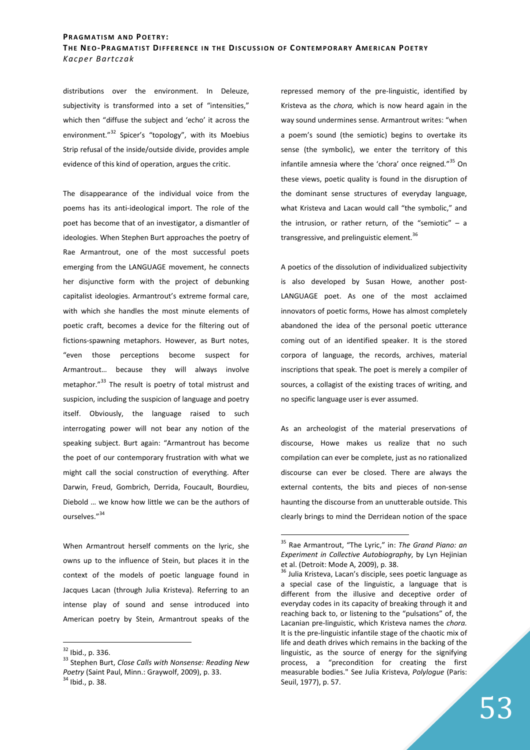distributions over the environment. In Deleuze, subjectivity is transformed into a set of "intensities," which then "diffuse the subject and 'echo' it across the environment."[32] Spicer's "topology", with its Moebius Strip refusal of the inside/outside divide, provides ample evidence of this kind of operation, argues the critic.

The disappearance of the individual voice from the poems has its anti-ideological import. The role of the poet has become that of an investigator, a dismantler of ideologies. When Stephen Burt approaches the poetry of Rae Armantrout, one of the most successful poets emerging from the LANGUAGE movement, he connects her disjunctive form with the project of debunking capitalist ideologies. Armantrout's extreme formal care, with which she handles the most minute elements of poetic craft, becomes a device for the filtering out of fictions-spawning metaphors. However, as Burt notes, "even those perceptions become suspect for Armantrout… because they will always involve metaphor."[33] The result is poetry of total mistrust and suspicion, including the suspicion of language and poetry itself. Obviously, the language raised to such interrogating power will not bear any notion of the speaking subject. Burt again: "Armantrout has become the poet of our contemporary frustration with what we might call the social construction of everything. After Darwin, Freud, Gombrich, Derrida, Foucault, Bourdieu, Diebold … we know how little we can be the authors of ourselves."[34]

When Armantrout herself comments on the lyric, she owns up to the influence of Stein, but places it in the context of the models of poetic language found in Jacques Lacan (through Julia Kristeva). Referring to an intense play of sound and sense introduced into American poetry by Stein, Armantrout speaks of the repressed memory of the pre-linguistic, identified by Kristeva as the *chora,* which is now heard again in the way sound undermines sense. Armantrout writes: "when a poem's sound (the semiotic) begins to overtake its sense (the symbolic), we enter the territory of this infantile amnesia where the 'chora' once reigned."[35] On these views, poetic quality is found in the disruption of the dominant sense structures of everyday language, what Kristeva and Lacan would call "the symbolic," and the intrusion, or rather return, of the "semiotic" – a transgressive, and prelinguistic element.[36]

A poetics of the dissolution of individualized subjectivity is also developed by Susan Howe, another post-LANGUAGE poet. As one of the most acclaimed innovators of poetic forms, Howe has almost completely abandoned the idea of the personal poetic utterance coming out of an identified speaker. It is the stored corpora of language, the records, archives, material inscriptions that speak. The poet is merely a compiler of sources, a collagist of the existing traces of writing, and no specific language user is ever assumed.

As an archeologist of the material preservations of discourse, Howe makes us realize that no such compilation can ever be complete, just as no rationalized discourse can ever be closed. There are always the external contents, the bits and pieces of non-sense haunting the discourse from an unutterable outside. This clearly brings to mind the Derridean notion of the space

---

[32] Ibid., p. 336.

[33] Stephen Burt, *Close Calls with Nonsense: Reading New Poetry* (Saint Paul, Minn.: Graywolf, 2009), p. 33.

[34] Ibid., p. 38.

[35] Rae Armantrout, "The Lyric," in: *The Grand Piano: an Experiment in Collective Autobiography*, by Lyn Hejinian et al. (Detroit: Mode A, 2009), p. 38.

[36] Julia Kristeva, Lacan's disciple, sees poetic language as a special case of the linguistic, a language that is different from the illusive and deceptive order of everyday codes in its capacity of breaking through it and reaching back to, or listening to the "pulsations" of, the Lacanian pre-linguistic, which Kristeva names the *chora.* It is the pre-linguistic infantile stage of the chaotic mix of life and death drives which remains in the backing of the linguistic, as the source of energy for the signifying process, a "precondition for creating the first measurable bodies." See Julia Kristeva, *Polylogue* (Paris: Seuil, 1977), p. 57.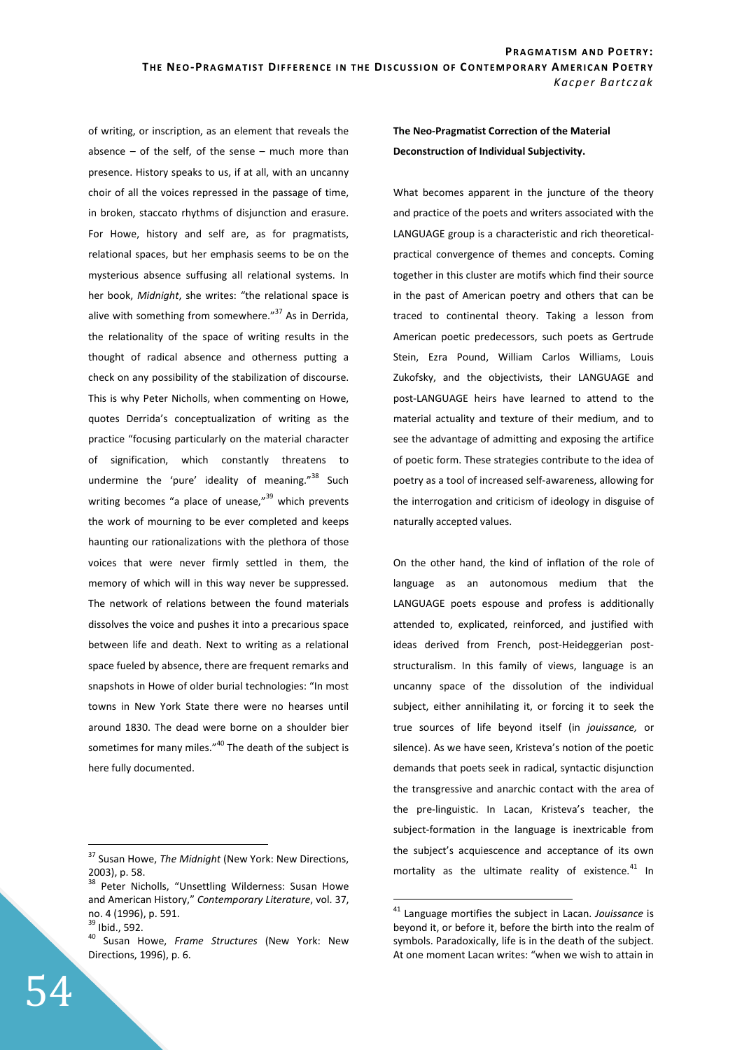of writing, or inscription, as an element that reveals the absence – of the self, of the sense – much more than presence. History speaks to us, if at all, with an uncanny choir of all the voices repressed in the passage of time, in broken, staccato rhythms of disjunction and erasure. For Howe, history and self are, as for pragmatists, relational spaces, but her emphasis seems to be on the mysterious absence suffusing all relational systems. In her book, *Midnight*, she writes: "the relational space is alive with something from somewhere."[37] As in Derrida, the relationality of the space of writing results in the thought of radical absence and otherness putting a check on any possibility of the stabilization of discourse. This is why Peter Nicholls, when commenting on Howe, quotes Derrida's conceptualization of writing as the practice "focusing particularly on the material character of signification, which constantly threatens to undermine the 'pure' ideality of meaning."[38] Such writing becomes "a place of unease,"[39] which prevents the work of mourning to be ever completed and keeps haunting our rationalizations with the plethora of those voices that were never firmly settled in them, the memory of which will in this way never be suppressed. The network of relations between the found materials dissolves the voice and pushes it into a precarious space between life and death. Next to writing as a relational space fueled by absence, there are frequent remarks and snapshots in Howe of older burial technologies: "In most towns in New York State there were no hearses until around 1830. The dead were borne on a shoulder bier sometimes for many miles."[40] The death of the subject is here fully documented.

**The Neo-Pragmatist Correction of the Material Deconstruction of Individual Subjectivity.**

What becomes apparent in the juncture of the theory and practice of the poets and writers associated with the LANGUAGE group is a characteristic and rich theoretical-practical convergence of themes and concepts. Coming together in this cluster are motifs which find their source in the past of American poetry and others that can be traced to continental theory. Taking a lesson from American poetic predecessors, such poets as Gertrude Stein, Ezra Pound, William Carlos Williams, Louis Zukofsky, and the objectivists, their LANGUAGE and post-LANGUAGE heirs have learned to attend to the material actuality and texture of their medium, and to see the advantage of admitting and exposing the artifice of poetic form. These strategies contribute to the idea of poetry as a tool of increased self-awareness, allowing for the interrogation and criticism of ideology in disguise of naturally accepted values.

On the other hand, the kind of inflation of the role of language as an autonomous medium that the LANGUAGE poets espouse and profess is additionally attended to, explicated, reinforced, and justified with ideas derived from French, post-Heideggerian post-structuralism. In this family of views, language is an uncanny space of the dissolution of the individual subject, either annihilating it, or forcing it to seek the true sources of life beyond itself (in *jouissance,* or silence). As we have seen, Kristeva's notion of the poetic demands that poets seek in radical, syntactic disjunction the transgressive and anarchic contact with the area of the pre-linguistic. In Lacan, Kristeva's teacher, the subject-formation in the language is inextricable from the subject's acquiescence and acceptance of its own mortality as the ultimate reality of existence.[41] In

---

[37] Susan Howe, *The Midnight* (New York: New Directions, 2003), p. 58.

[38] Peter Nicholls, "Unsettling Wilderness: Susan Howe and American History," *Contemporary Literature*, vol. 37, no. 4 (1996), p. 591.

[39] Ibid., 592.

[40] Susan Howe, *Frame Structures* (New York: New Directions, 1996), p. 6.

[41] Language mortifies the subject in Lacan. *Jouissance* is beyond it, or before it, before the birth into the realm of symbols. Paradoxically, life is in the death of the subject. At one moment Lacan writes: "when we wish to attain in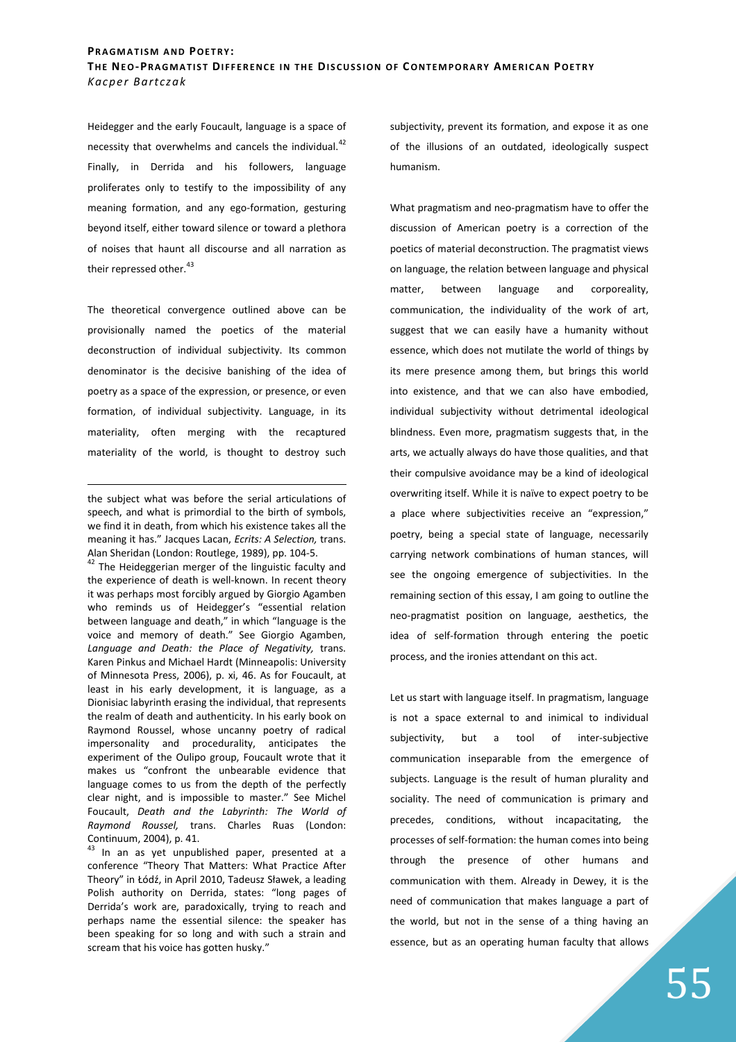Heidegger and the early Foucault, language is a space of necessity that overwhelms and cancels the individual.[42] Finally, in Derrida and his followers, language proliferates only to testify to the impossibility of any meaning formation, and any ego-formation, gesturing beyond itself, either toward silence or toward a plethora of noises that haunt all discourse and all narration as their repressed other.[43]

The theoretical convergence outlined above can be provisionally named the poetics of the material deconstruction of individual subjectivity. Its common denominator is the decisive banishing of the idea of poetry as a space of the expression, or presence, or even formation, of individual subjectivity. Language, in its materiality, often merging with the recaptured materiality of the world, is thought to destroy such subjectivity, prevent its formation, and expose it as one of the illusions of an outdated, ideologically suspect humanism.

What pragmatism and neo-pragmatism have to offer the discussion of American poetry is a correction of the poetics of material deconstruction. The pragmatist views on language, the relation between language and physical matter, between language and corporeality, communication, the individuality of the work of art, suggest that we can easily have a humanity without essence, which does not mutilate the world of things by its mere presence among them, but brings this world into existence, and that we can also have embodied, individual subjectivity without detrimental ideological blindness. Even more, pragmatism suggests that, in the arts, we actually always do have those qualities, and that their compulsive avoidance may be a kind of ideological overwriting itself. While it is naïve to expect poetry to be a place where subjectivities receive an "expression," poetry, being a special state of language, necessarily carrying network combinations of human stances, will see the ongoing emergence of subjectivities. In the remaining section of this essay, I am going to outline the neo-pragmatist position on language, aesthetics, the idea of self-formation through entering the poetic process, and the ironies attendant on this act.

Let us start with language itself. In pragmatism, language is not a space external to and inimical to individual subjectivity, but a tool of inter-subjective communication inseparable from the emergence of subjects. Language is the result of human plurality and sociality. The need of communication is primary and precedes, conditions, without incapacitating, the processes of self-formation: the human comes into being through the presence of other humans and communication with them. Already in Dewey, it is the need of communication that makes language a part of the world, but not in the sense of a thing having an essence, but as an operating human faculty that allows

---

the subject what was before the serial articulations of speech, and what is primordial to the birth of symbols, we find it in death, from which his existence takes all the meaning it has." Jacques Lacan, *Ecrits: A Selection,* trans. Alan Sheridan (London: Routlege, 1989), pp. 104-5.

[42] The Heideggerian merger of the linguistic faculty and the experience of death is well-known. In recent theory it was perhaps most forcibly argued by Giorgio Agamben who reminds us of Heidegger's "essential relation between language and death," in which "language is the voice and memory of death." See Giorgio Agamben, *Language and Death: the Place of Negativity,* trans. Karen Pinkus and Michael Hardt (Minneapolis: University of Minnesota Press, 2006), p. xi, 46. As for Foucault, at least in his early development, it is language, as a Dionisiac labyrinth erasing the individual, that represents the realm of death and authenticity. In his early book on Raymond Roussel, whose uncanny poetry of radical impersonality and procedurality, anticipates the experiment of the Oulipo group, Foucault wrote that it makes us "confront the unbearable evidence that language comes to us from the depth of the perfectly clear night, and is impossible to master." See Michel Foucault, *Death and the Labyrinth: The World of Raymond Roussel,* trans. Charles Ruas (London: Continuum, 2004), p. 41.

[43] In an as yet unpublished paper, presented at a conference "Theory That Matters: What Practice After Theory" in Łódź, in April 2010, Tadeusz Sławek, a leading Polish authority on Derrida, states: "long pages of Derrida's work are, paradoxically, trying to reach and perhaps name the essential silence: the speaker has been speaking for so long and with such a strain and scream that his voice has gotten husky."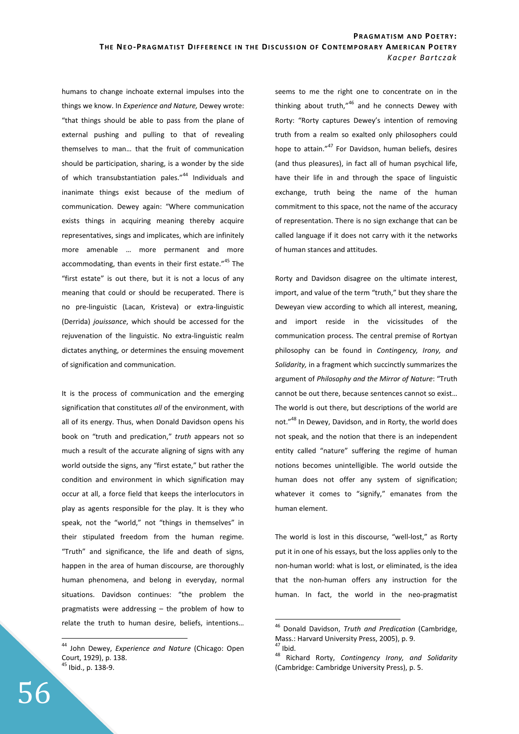humans to change inchoate external impulses into the things we know. In *Experience and Nature,* Dewey wrote: "that things should be able to pass from the plane of external pushing and pulling to that of revealing themselves to man… that the fruit of communication should be participation, sharing, is a wonder by the side of which transubstantiation pales."[44] Individuals and inanimate things exist because of the medium of communication. Dewey again: "Where communication exists things in acquiring meaning thereby acquire representatives, sings and implicates, which are infinitely more amenable … more permanent and more accommodating, than events in their first estate."[45] The "first estate" is out there, but it is not a locus of any meaning that could or should be recuperated. There is no pre-linguistic (Lacan, Kristeva) or extra-linguistic (Derrida) *jouissance*, which should be accessed for the rejuvenation of the linguistic. No extra-linguistic realm dictates anything, or determines the ensuing movement of signification and communication.

It is the process of communication and the emerging signification that constitutes *all* of the environment, with all of its energy. Thus, when Donald Davidson opens his book on "truth and predication," *truth* appears not so much a result of the accurate aligning of signs with any world outside the signs, any "first estate," but rather the condition and environment in which signification may occur at all, a force field that keeps the interlocutors in play as agents responsible for the play. It is they who speak, not the "world," not "things in themselves" in their stipulated freedom from the human regime. "Truth" and significance, the life and death of signs, happen in the area of human discourse, are thoroughly human phenomena, and belong in everyday, normal situations. Davidson continues: "the problem the pragmatists were addressing – the problem of how to relate the truth to human desire, beliefs, intentions… seems to me the right one to concentrate on in the thinking about truth,"[46] and he connects Dewey with Rorty: "Rorty captures Dewey's intention of removing truth from a realm so exalted only philosophers could hope to attain."[47] For Davidson, human beliefs, desires (and thus pleasures), in fact all of human psychical life, have their life in and through the space of linguistic exchange, truth being the name of the human commitment to this space, not the name of the accuracy of representation. There is no sign exchange that can be called language if it does not carry with it the networks of human stances and attitudes.

Rorty and Davidson disagree on the ultimate interest, import, and value of the term "truth," but they share the Deweyan view according to which all interest, meaning, and import reside in the vicissitudes of the communication process. The central premise of Rortyan philosophy can be found in *Contingency, Irony, and Solidarity,* in a fragment which succinctly summarizes the argument of *Philosophy and the Mirror of Nature*: "Truth cannot be out there, because sentences cannot so exist… The world is out there, but descriptions of the world are not."[48] In Dewey, Davidson, and in Rorty, the world does not speak, and the notion that there is an independent entity called "nature" suffering the regime of human notions becomes unintelligible. The world outside the human does not offer any system of signification; whatever it comes to "signify," emanates from the human element.

The world is lost in this discourse, "well-lost," as Rorty put it in one of his essays, but the loss applies only to the non-human world: what is lost, or eliminated, is the idea that the non-human offers any instruction for the human. In fact, the world in the neo-pragmatist

---

[44] John Dewey, *Experience and Nature* (Chicago: Open Court, 1929), p. 138.

[45] Ibid., p. 138-9.

[46] Donald Davidson, *Truth and Predication* (Cambridge, Mass.: Harvard University Press, 2005), p. 9.

[47] Ibid.

[48] Richard Rorty, *Contingency Irony, and Solidarity* (Cambridge: Cambridge University Press), p. 5.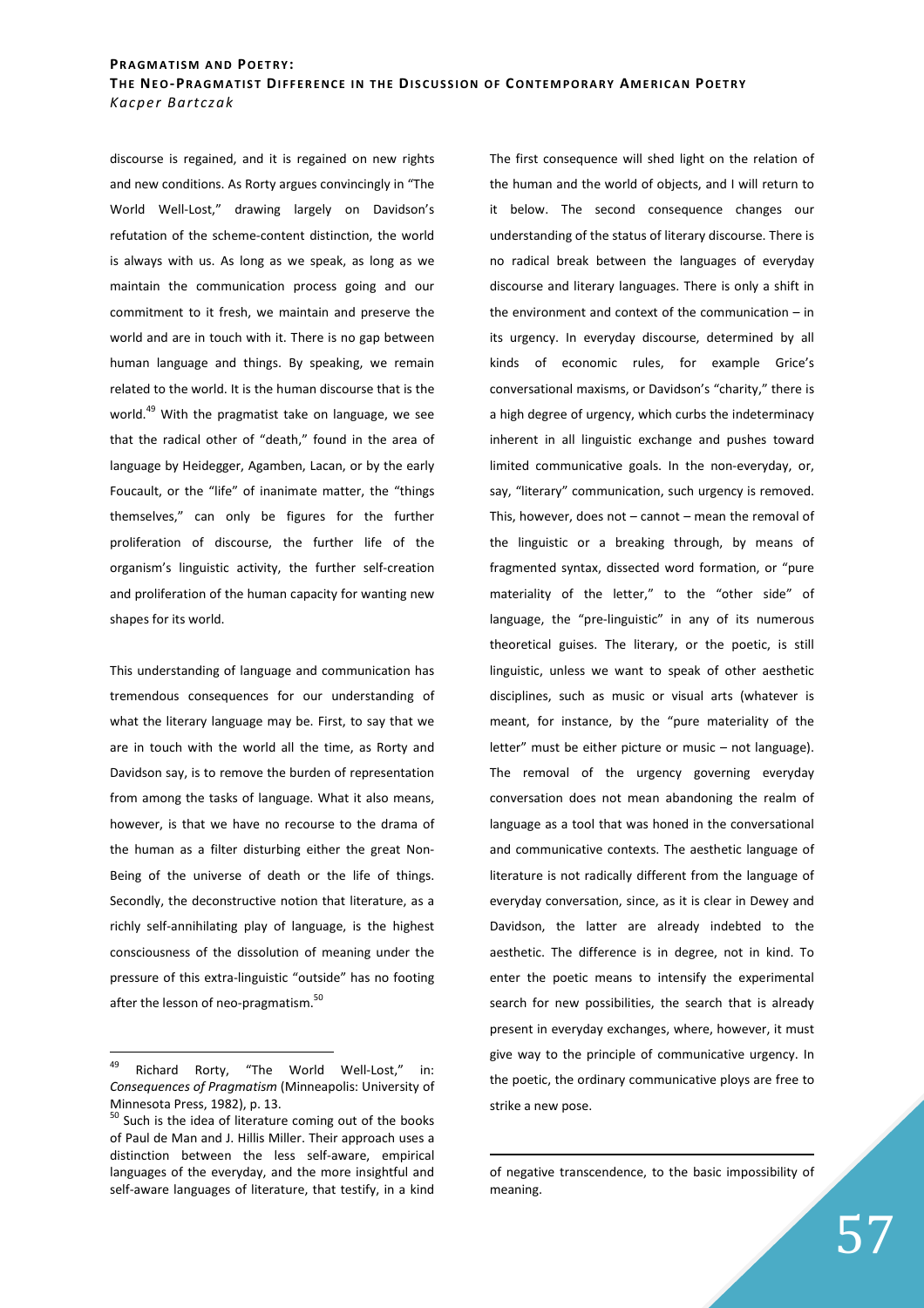discourse is regained, and it is regained on new rights and new conditions. As Rorty argues convincingly in "The World Well-Lost," drawing largely on Davidson's refutation of the scheme-content distinction, the world is always with us. As long as we speak, as long as we maintain the communication process going and our commitment to it fresh, we maintain and preserve the world and are in touch with it. There is no gap between human language and things. By speaking, we remain related to the world. It is the human discourse that is the world.[49] With the pragmatist take on language, we see that the radical other of "death," found in the area of language by Heidegger, Agamben, Lacan, or by the early Foucault, or the "life" of inanimate matter, the "things themselves," can only be figures for the further proliferation of discourse, the further life of the organism's linguistic activity, the further self-creation and proliferation of the human capacity for wanting new shapes for its world.

This understanding of language and communication has tremendous consequences for our understanding of what the literary language may be. First, to say that we are in touch with the world all the time, as Rorty and Davidson say, is to remove the burden of representation from among the tasks of language. What it also means, however, is that we have no recourse to the drama of the human as a filter disturbing either the great Non-Being of the universe of death or the life of things. Secondly, the deconstructive notion that literature, as a richly self-annihilating play of language, is the highest consciousness of the dissolution of meaning under the pressure of this extra-linguistic "outside" has no footing after the lesson of neo-pragmatism.[50]

The first consequence will shed light on the relation of the human and the world of objects, and I will return to it below. The second consequence changes our understanding of the status of literary discourse. There is no radical break between the languages of everyday discourse and literary languages. There is only a shift in the environment and context of the communication – in its urgency. In everyday discourse, determined by all kinds of economic rules, for example Grice's conversational maxims, or Davidson's "charity," there is a high degree of urgency, which curbs the indeterminacy inherent in all linguistic exchange and pushes toward limited communicative goals. In the non-everyday, or, say, "literary" communication, such urgency is removed. This, however, does not – cannot – mean the removal of the linguistic or a breaking through, by means of fragmented syntax, dissected word formation, or "pure materiality of the letter," to the "other side" of language, the "pre-linguistic" in any of its numerous theoretical guises. The literary, or the poetic, is still linguistic, unless we want to speak of other aesthetic disciplines, such as music or visual arts (whatever is meant, for instance, by the "pure materiality of the letter" must be either picture or music – not language). The removal of the urgency governing everyday conversation does not mean abandoning the realm of language as a tool that was honed in the conversational and communicative contexts. The aesthetic language of literature is not radically different from the language of everyday conversation, since, as it is clear in Dewey and Davidson, the latter are already indebted to the aesthetic. The difference is in degree, not in kind. To enter the poetic means to intensify the experimental search for new possibilities, the search that is already present in everyday exchanges, where, however, it must give way to the principle of communicative urgency. In the poetic, the ordinary communicative ploys are free to strike a new pose.

---

[49] Richard Rorty, "The World Well-Lost," in: *Consequences of Pragmatism* (Minneapolis: University of Minnesota Press, 1982), p. 13.

[50] Such is the idea of literature coming out of the books of Paul de Man and J. Hillis Miller. Their approach uses a distinction between the less self-aware, empirical languages of the everyday, and the more insightful and self-aware languages of literature, that testify, in a kind of negative transcendence, to the basic impossibility of meaning.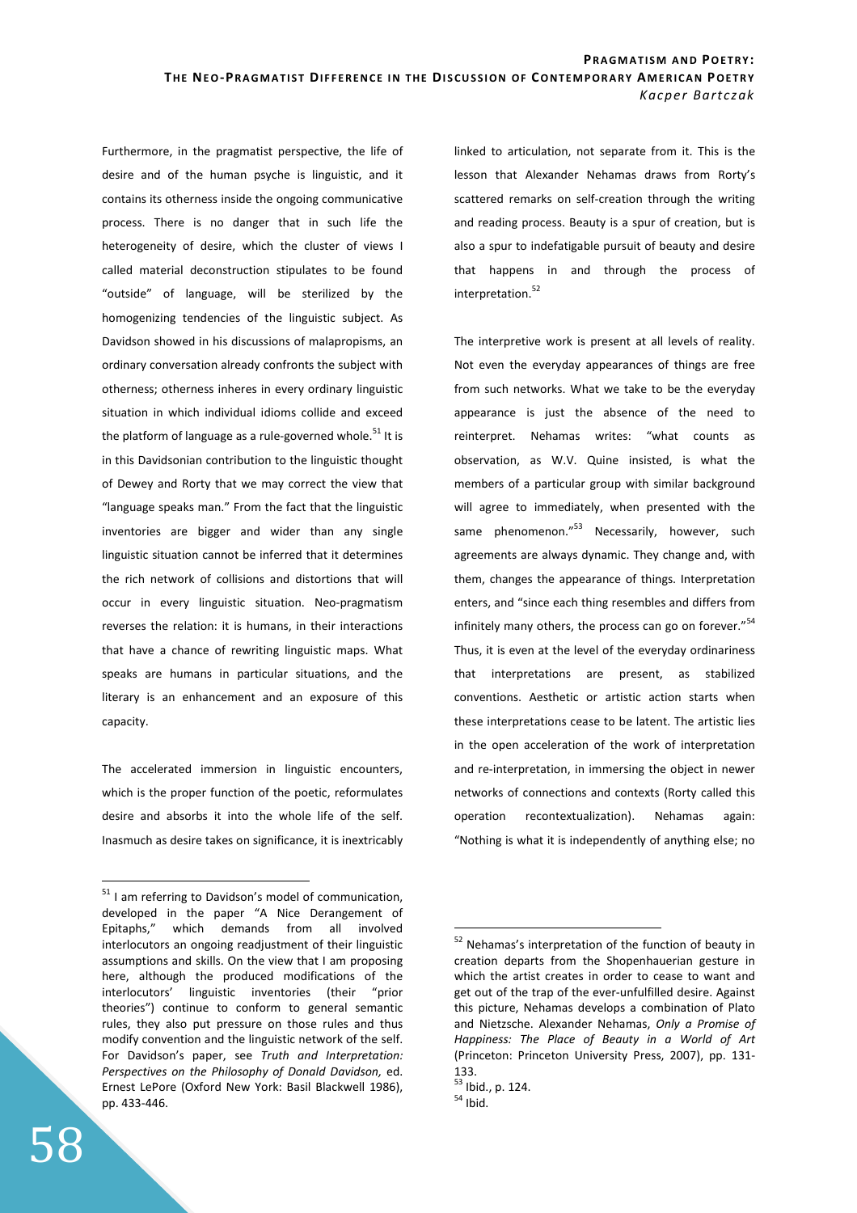Furthermore, in the pragmatist perspective, the life of desire and of the human psyche is linguistic, and it contains its otherness inside the ongoing communicative process. There is no danger that in such life the heterogeneity of desire, which the cluster of views I called material deconstruction stipulates to be found "outside" of language, will be sterilized by the homogenizing tendencies of the linguistic subject. As Davidson showed in his discussions of malapropisms, an ordinary conversation already confronts the subject with otherness; otherness inheres in every ordinary linguistic situation in which individual idioms collide and exceed the platform of language as a rule-governed whole.[51] It is in this Davidsonian contribution to the linguistic thought of Dewey and Rorty that we may correct the view that "language speaks man." From the fact that the linguistic inventories are bigger and wider than any single linguistic situation cannot be inferred that it determines the rich network of collisions and distortions that will occur in every linguistic situation. Neo-pragmatism reverses the relation: it is humans, in their interactions that have a chance of rewriting linguistic maps. What speaks are humans in particular situations, and the literary is an enhancement and an exposure of this capacity.

The accelerated immersion in linguistic encounters, which is the proper function of the poetic, reformulates desire and absorbs it into the whole life of the self. Inasmuch as desire takes on significance, it is inextricably linked to articulation, not separate from it. This is the lesson that Alexander Nehamas draws from Rorty's scattered remarks on self-creation through the writing and reading process. Beauty is a spur of creation, but is also a spur to indefatigable pursuit of beauty and desire that happens in and through the process of interpretation.[52]

The interpretive work is present at all levels of reality. Not even the everyday appearances of things are free from such networks. What we take to be the everyday appearance is just the absence of the need to reinterpret. Nehamas writes: "what counts as observation, as W.V. Quine insisted, is what the members of a particular group with similar background will agree to immediately, when presented with the same phenomenon."[53] Necessarily, however, such agreements are always dynamic. They change and, with them, changes the appearance of things. Interpretation enters, and "since each thing resembles and differs from infinitely many others, the process can go on forever."[54] Thus, it is even at the level of the everyday ordinariness that interpretations are present, as stabilized conventions. Aesthetic or artistic action starts when these interpretations cease to be latent. The artistic lies in the open acceleration of the work of interpretation and re-interpretation, in immersing the object in newer networks of connections and contexts (Rorty called this operation recontextualization). Nehamas again: "Nothing is what it is independently of anything else; no

---

[51] I am referring to Davidson's model of communication, developed in the paper "A Nice Derangement of Epitaphs," which demands from all involved interlocutors an ongoing readjustment of their linguistic assumptions and skills. On the view that I am proposing here, although the produced modifications of the interlocutors' linguistic inventories (their "prior theories") continue to conform to general semantic rules, they also put pressure on those rules and thus modify convention and the linguistic network of the self. For Davidson's paper, see *Truth and Interpretation: Perspectives on the Philosophy of Donald Davidson,* ed. Ernest LePore (Oxford New York: Basil Blackwell 1986), pp. 433-446.

[52] Nehamas's interpretation of the function of beauty in creation departs from the Shopenhauerian gesture in which the artist creates in order to cease to want and get out of the trap of the ever-unfulfilled desire. Against this picture, Nehamas develops a combination of Plato and Nietzsche. Alexander Nehamas, *Only a Promise of Happiness: The Place of Beauty in a World of Art* (Princeton: Princeton University Press, 2007), pp. 131-133.

[53] Ibid., p. 124.

[54] Ibid.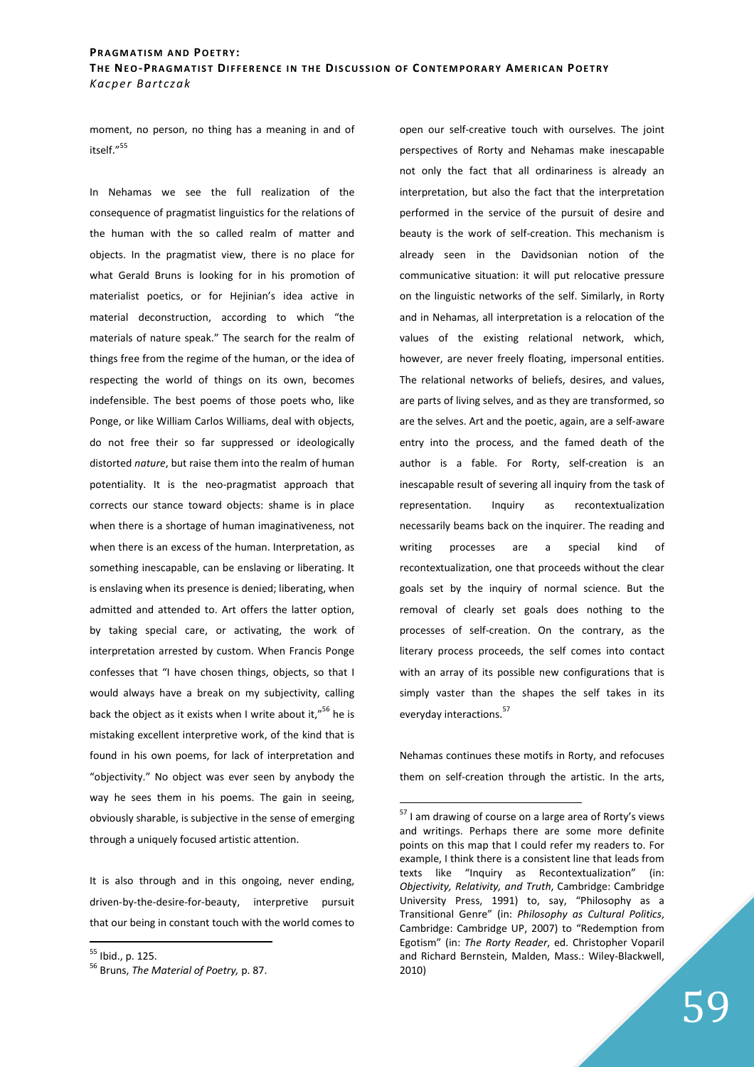moment, no person, no thing has a meaning in and of itself."[55]

In Nehamas we see the full realization of the consequence of pragmatist linguistics for the relations of the human with the so called realm of matter and objects. In the pragmatist view, there is no place for what Gerald Bruns is looking for in his promotion of materialist poetics, or for Hejinian's idea active in material deconstruction, according to which "the materials of nature speak." The search for the realm of things free from the regime of the human, or the idea of respecting the world of things on its own, becomes indefensible. The best poems of those poets who, like Ponge, or like William Carlos Williams, deal with objects, do not free their so far suppressed or ideologically distorted *nature*, but raise them into the realm of human potentiality. It is the neo-pragmatist approach that corrects our stance toward objects: shame is in place when there is a shortage of human imaginativeness, not when there is an excess of the human. Interpretation, as something inescapable, can be enslaving or liberating. It is enslaving when its presence is denied; liberating, when admitted and attended to. Art offers the latter option, by taking special care, or activating, the work of interpretation arrested by custom. When Francis Ponge confesses that "I have chosen things, objects, so that I would always have a break on my subjectivity, calling back the object as it exists when I write about it,"[56] he is mistaking excellent interpretive work, of the kind that is found in his own poems, for lack of interpretation and "objectivity." No object was ever seen by anybody the way he sees them in his poems. The gain in seeing, obviously sharable, is subjective in the sense of emerging through a uniquely focused artistic attention.

It is also through and in this ongoing, never ending, driven-by-the-desire-for-beauty, interpretive pursuit that our being in constant touch with the world comes to open our self-creative touch with ourselves. The joint perspectives of Rorty and Nehamas make inescapable not only the fact that all ordinariness is already an interpretation, but also the fact that the interpretation performed in the service of the pursuit of desire and beauty is the work of self-creation. This mechanism is already seen in the Davidsonian notion of the communicative situation: it will put relocative pressure on the linguistic networks of the self. Similarly, in Rorty and in Nehamas, all interpretation is a relocation of the values of the existing relational network, which, however, are never freely floating, impersonal entities. The relational networks of beliefs, desires, and values, are parts of living selves, and as they are transformed, so are the selves. Art and the poetic, again, are a self-aware entry into the process, and the famed death of the author is a fable. For Rorty, self-creation is an inescapable result of severing all inquiry from the task of representation. Inquiry as recontextualization necessarily beams back on the inquirer. The reading and writing processes are a special kind of recontextualization, one that proceeds without the clear goals set by the inquiry of normal science. But the removal of clearly set goals does nothing to the processes of self-creation. On the contrary, as the literary process proceeds, the self comes into contact with an array of its possible new configurations that is simply vaster than the shapes the self takes in its everyday interactions.[57]

Nehamas continues these motifs in Rorty, and refocuses them on self-creation through the artistic. In the arts,

---

[55] Ibid., p. 125.

[56] Bruns, *The Material of Poetry,* p. 87.

[57] I am drawing of course on a large area of Rorty's views and writings. Perhaps there are some more definite points on this map that I could refer my readers to. For example, I think there is a consistent line that leads from texts like "Inquiry as Recontextualization" (in: *Objectivity, Relativity, and Truth*, Cambridge: Cambridge University Press, 1991) to, say, "Philosophy as a Transitional Genre" (in: *Philosophy as Cultural Politics*, Cambridge: Cambridge UP, 2007) to "Redemption from Egotism" (in: *The Rorty Reader*, ed. Christopher Voparil and Richard Bernstein, Malden, Mass.: Wiley-Blackwell, 2010)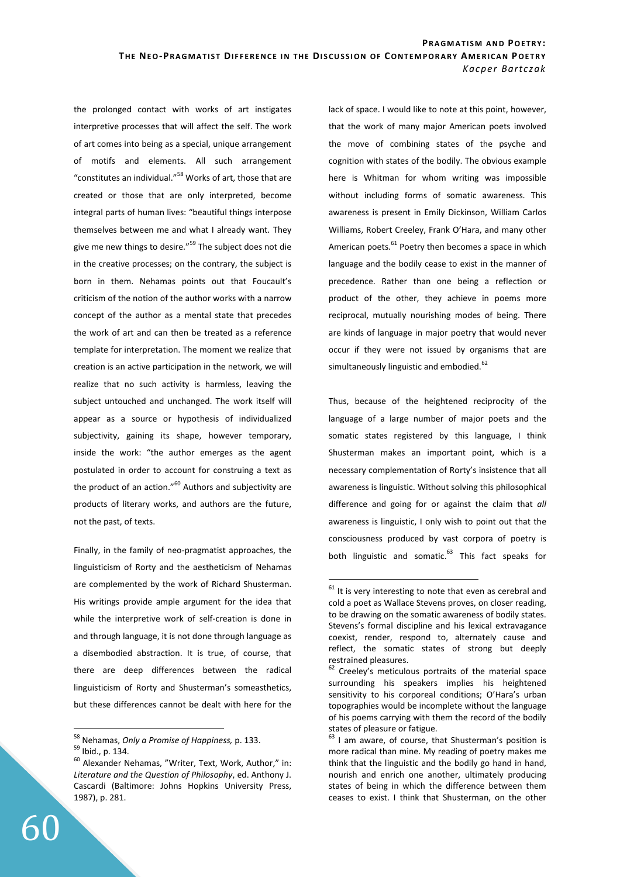the prolonged contact with works of art instigates interpretive processes that will affect the self. The work of art comes into being as a special, unique arrangement of motifs and elements. All such arrangement "constitutes an individual."[58] Works of art, those that are created or those that are only interpreted, become integral parts of human lives: "beautiful things interpose themselves between me and what I already want. They give me new things to desire."[59] The subject does not die in the creative processes; on the contrary, the subject is born in them. Nehamas points out that Foucault's criticism of the notion of the author works with a narrow concept of the author as a mental state that precedes the work of art and can then be treated as a reference template for interpretation. The moment we realize that creation is an active participation in the network, we will realize that no such activity is harmless, leaving the subject untouched and unchanged. The work itself will appear as a source or hypothesis of individualized subjectivity, gaining its shape, however temporary, inside the work: "the author emerges as the agent postulated in order to account for construing a text as the product of an action."[60] Authors and subjectivity are products of literary works, and authors are the future, not the past, of texts.

Finally, in the family of neo-pragmatist approaches, the linguisticism of Rorty and the aestheticism of Nehamas are complemented by the work of Richard Shusterman. His writings provide ample argument for the idea that while the interpretive work of self-creation is done in and through language, it is not done through language as a disembodied abstraction. It is true, of course, that there are deep differences between the radical linguisticism of Rorty and Shusterman's someaesthetics, but these differences cannot be dealt with here for the lack of space. I would like to note at this point, however, that the work of many major American poets involved the move of combining states of the psyche and cognition with states of the bodily. The obvious example here is Whitman for whom writing was impossible without including forms of somatic awareness. This awareness is present in Emily Dickinson, William Carlos Williams, Robert Creeley, Frank O'Hara, and many other American poets.[61] Poetry then becomes a space in which language and the bodily cease to exist in the manner of precedence. Rather than one being a reflection or product of the other, they achieve in poems more reciprocal, mutually nourishing modes of being. There are kinds of language in major poetry that would never occur if they were not issued by organisms that are simultaneously linguistic and embodied.[62]

Thus, because of the heightened reciprocity of the language of a large number of major poets and the somatic states registered by this language, I think Shusterman makes an important point, which is a necessary complementation of Rorty's insistence that all awareness is linguistic. Without solving this philosophical difference and going for or against the claim that *all* awareness is linguistic, I only wish to point out that the consciousness produced by vast corpora of poetry is both linguistic and somatic.[63] This fact speaks for

---

[58] Nehamas, *Only a Promise of Happiness,* p. 133.

[59] Ibid., p. 134.

[60] Alexander Nehamas, "Writer, Text, Work, Author," in: *Literature and the Question of Philosophy*, ed. Anthony J. Cascardi (Baltimore: Johns Hopkins University Press, 1987), p. 281.

[61] It is very interesting to note that even as cerebral and cold a poet as Wallace Stevens proves, on closer reading, to be drawing on the somatic awareness of bodily states. Stevens's formal discipline and his lexical extravagance coexist, render, respond to, alternately cause and reflect, the somatic states of strong but deeply restrained pleasures.

[62] Creeley's meticulous portraits of the material space surrounding his speakers implies his heightened sensitivity to his corporeal conditions; O'Hara's urban topographies would be incomplete without the language of his poems carrying with them the record of the bodily states of pleasure or fatigue.

[63] I am aware, of course, that Shusterman's position is more radical than mine. My reading of poetry makes me think that the linguistic and the bodily go hand in hand, nourish and enrich one another, ultimately producing states of being in which the difference between them ceases to exist. I think that Shusterman, on the other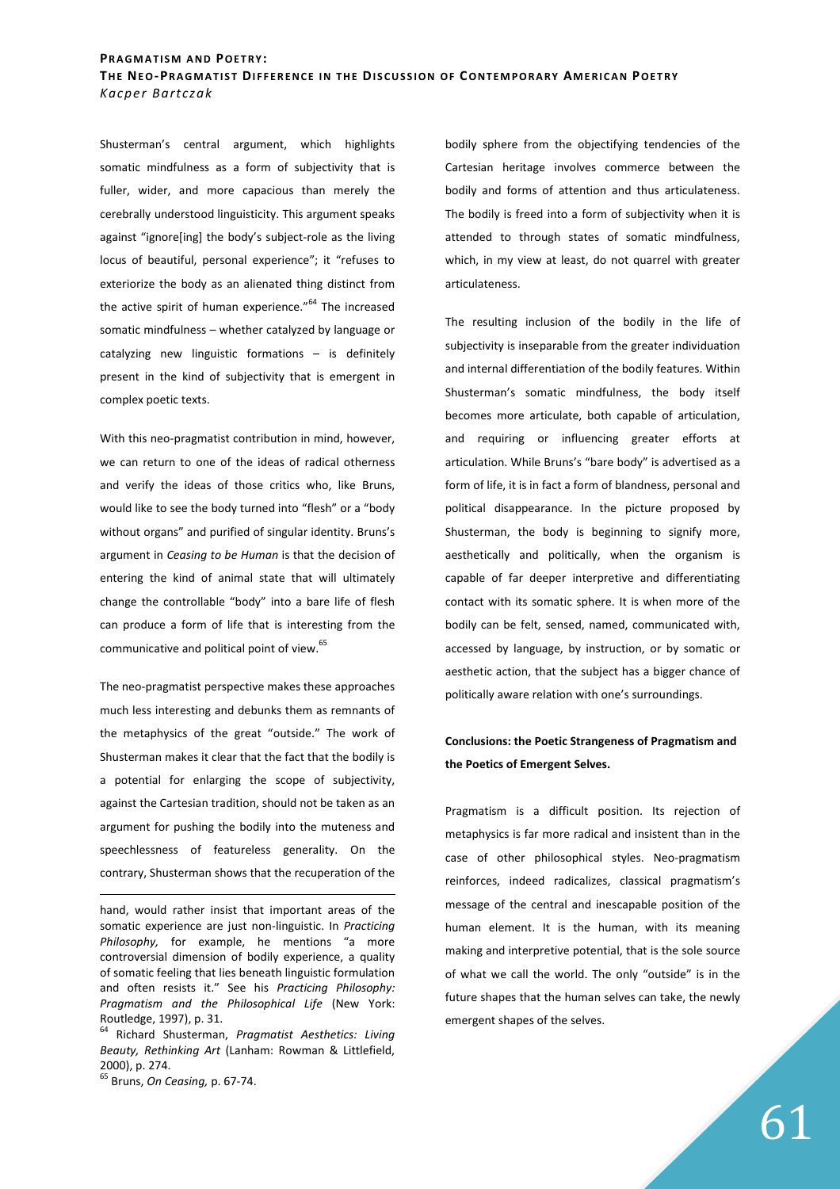Shusterman's central argument, which highlights somatic mindfulness as a form of subjectivity that is fuller, wider, and more capacious than merely the cerebrally understood linguisticity. This argument speaks against "ignore[ing] the body's subject-role as the living locus of beautiful, personal experience"; it "refuses to exteriorize the body as an alienated thing distinct from the active spirit of human experience."[64] The increased somatic mindfulness – whether catalyzed by language or catalyzing new linguistic formations – is definitely present in the kind of subjectivity that is emergent in complex poetic texts.

With this neo-pragmatist contribution in mind, however, we can return to one of the ideas of radical otherness and verify the ideas of those critics who, like Bruns, would like to see the body turned into "flesh" or a "body without organs" and purified of singular identity. Bruns's argument in *Ceasing to be Human* is that the decision of entering the kind of animal state that will ultimately change the controllable "body" into a bare life of flesh can produce a form of life that is interesting from the communicative and political point of view.[65]

The neo-pragmatist perspective makes these approaches much less interesting and debunks them as remnants of the metaphysics of the great "outside." The work of Shusterman makes it clear that the fact that the bodily is a potential for enlarging the scope of subjectivity, against the Cartesian tradition, should not be taken as an argument for pushing the bodily into the muteness and speechlessness of featureless generality. On the contrary, Shusterman shows that the recuperation of the bodily sphere from the objectifying tendencies of the Cartesian heritage involves commerce between the bodily and forms of attention and thus articulateness. The bodily is freed into a form of subjectivity when it is attended to through states of somatic mindfulness, which, in my view at least, do not quarrel with greater articulateness.

The resulting inclusion of the bodily in the life of subjectivity is inseparable from the greater individuation and internal differentiation of the bodily features. Within Shusterman's somatic mindfulness, the body itself becomes more articulate, both capable of articulation, and requiring or influencing greater efforts at articulation. While Bruns's "bare body" is advertised as a form of life, it is in fact a form of blandness, personal and political disappearance. In the picture proposed by Shusterman, the body is beginning to signify more, aesthetically and politically, when the organism is capable of far deeper interpretive and differentiating contact with its somatic sphere. It is when more of the bodily can be felt, sensed, named, communicated with, accessed by language, by instruction, or by somatic or aesthetic action, that the subject has a bigger chance of politically aware relation with one's surroundings.

## Conclusions: the Poetic Strangeness of Pragmatism and the Poetics of Emergent Selves.

Pragmatism is a difficult position. Its rejection of metaphysics is far more radical and insistent than in the case of other philosophical styles. Neo-pragmatism reinforces, indeed radicalizes, classical pragmatism's message of the central and inescapable position of the human element. It is the human, with its meaning making and interpretive potential, that is the sole source of what we call the world. The only "outside" is in the future shapes that the human selves can take, the newly emergent shapes of the selves.

---

hand, would rather insist that important areas of the somatic experience are just non-linguistic. In *Practicing Philosophy,* for example, he mentions "a more controversial dimension of bodily experience, a quality of somatic feeling that lies beneath linguistic formulation and often resists it." See his *Practicing Philosophy: Pragmatism and the Philosophical Life* (New York: Routledge, 1997), p. 31.

[64] Richard Shusterman, *Pragmatist Aesthetics: Living Beauty, Rethinking Art* (Lanham: Rowman & Littlefield, 2000), p. 274.

[65] Bruns, *On Ceasing,* p. 67-74.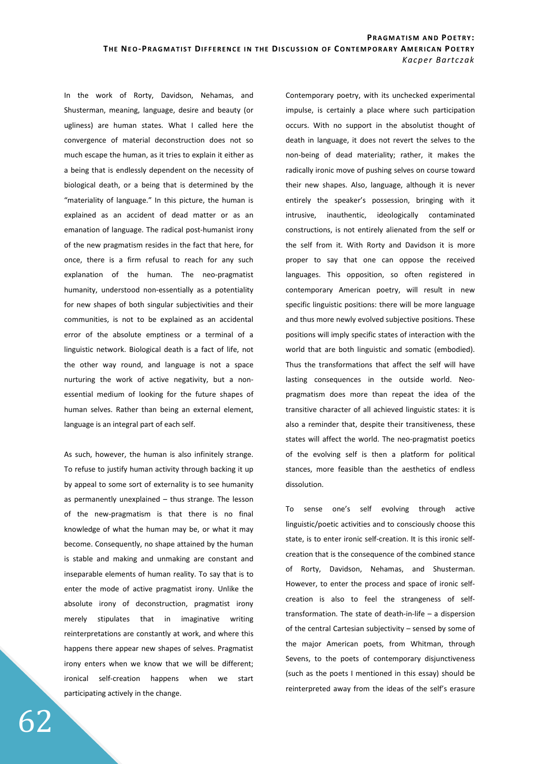In the work of Rorty, Davidson, Nehamas, and Shusterman, meaning, language, desire and beauty (or ugliness) are human states. What I called here the convergence of material deconstruction does not so much escape the human, as it tries to explain it either as a being that is endlessly dependent on the necessity of biological death, or a being that is determined by the "materiality of language." In this picture, the human is explained as an accident of dead matter or as an emanation of language. The radical post-humanist irony of the new pragmatism resides in the fact that here, for once, there is a firm refusal to reach for any such explanation of the human. The neo-pragmatist humanity, understood non-essentially as a potentiality for new shapes of both singular subjectivities and their communities, is not to be explained as an accidental error of the absolute emptiness or a terminal of a linguistic network. Biological death is a fact of life, not the other way round, and language is not a space nurturing the work of active negativity, but a non-essential medium of looking for the future shapes of human selves. Rather than being an external element, language is an integral part of each self.

As such, however, the human is also infinitely strange. To refuse to justify human activity through backing it up by appeal to some sort of externality is to see humanity as permanently unexplained – thus strange. The lesson of the new-pragmatism is that there is no final knowledge of what the human may be, or what it may become. Consequently, no shape attained by the human is stable and making and unmaking are constant and inseparable elements of human reality. To say that is to enter the mode of active pragmatist irony. Unlike the absolute irony of deconstruction, pragmatist irony merely stipulates that in imaginative writing reinterpretations are constantly at work, and where this happens there appear new shapes of selves. Pragmatist irony enters when we know that we will be different; ironical self-creation happens when we start participating actively in the change.

Contemporary poetry, with its unchecked experimental impulse, is certainly a place where such participation occurs. With no support in the absolutist thought of death in language, it does not revert the selves to the non-being of dead materiality; rather, it makes the radically ironic move of pushing selves on course toward their new shapes. Also, language, although it is never entirely the speaker's possession, bringing with it intrusive, inauthentic, ideologically contaminated constructions, is not entirely alienated from the self or the self from it. With Rorty and Davidson it is more proper to say that one can oppose the received languages. This opposition, so often registered in contemporary American poetry, will result in new specific linguistic positions: there will be more language and thus more newly evolved subjective positions. These positions will imply specific states of interaction with the world that are both linguistic and somatic (embodied). Thus the transformations that affect the self will have lasting consequences in the outside world. Neo-pragmatism does more than repeat the idea of the transitive character of all achieved linguistic states: it is also a reminder that, despite their transitiveness, these states will affect the world. The neo-pragmatist poetics of the evolving self is then a platform for political stances, more feasible than the aesthetics of endless dissolution.

To sense one's self evolving through active linguistic/poetic activities and to consciously choose this state, is to enter ironic self-creation. It is this ironic self-creation that is the consequence of the combined stance of Rorty, Davidson, Nehamas, and Shusterman. However, to enter the process and space of ironic self-creation is also to feel the strangeness of self-transformation. The state of death-in-life – a dispersion of the central Cartesian subjectivity – sensed by some of the major American poets, from Whitman, through Sevens, to the poets of contemporary disjunctiveness (such as the poets I mentioned in this essay) should be reinterpreted away from the ideas of the self's erasure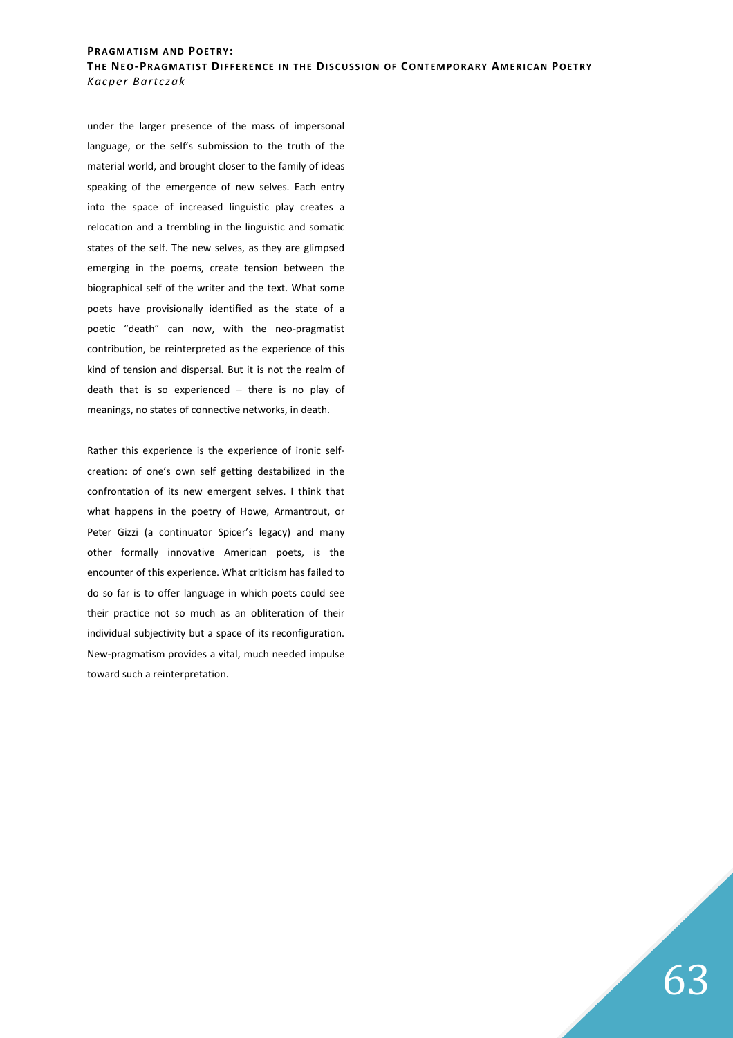under the larger presence of the mass of impersonal language, or the self's submission to the truth of the material world, and brought closer to the family of ideas speaking of the emergence of new selves. Each entry into the space of increased linguistic play creates a relocation and a trembling in the linguistic and somatic states of the self. The new selves, as they are glimpsed emerging in the poems, create tension between the biographical self of the writer and the text. What some poets have provisionally identified as the state of a poetic "death" can now, with the neo-pragmatist contribution, be reinterpreted as the experience of this kind of tension and dispersal. But it is not the realm of death that is so experienced – there is no play of meanings, no states of connective networks, in death.

Rather this experience is the experience of ironic self-creation: of one's own self getting destabilized in the confrontation of its new emergent selves. I think that what happens in the poetry of Howe, Armantrout, or Peter Gizzi (a continuator Spicer's legacy) and many other formally innovative American poets, is the encounter of this experience. What criticism has failed to do so far is to offer language in which poets could see their practice not so much as an obliteration of their individual subjectivity but a space of its reconfiguration. New-pragmatism provides a vital, much needed impulse toward such a reinterpretation.